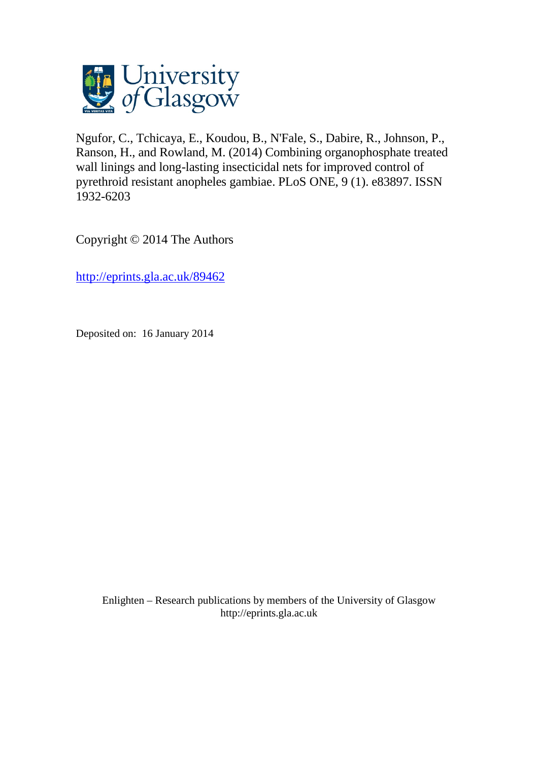University of Glasgow

Ngufor, C., Tchicaya, E., Koudou, B., N'Fale, S., Dabire, R., Johnson, P., Ranson, H., and Rowland, M. (2014) Combining organophosphate treated wall linings and long-lasting insecticidal nets for improved control of pyrethroid resistant anopheles gambiae. PLoS ONE, 9 (1). e83897. ISSN 1932-6203

Copyright © 2014 The Authors

http://eprints.gla.ac.uk/89462

Deposited on: 16 January 2014

Enlighten – Research publications by members of the University of Glasgow
http://eprints.gla.ac.uk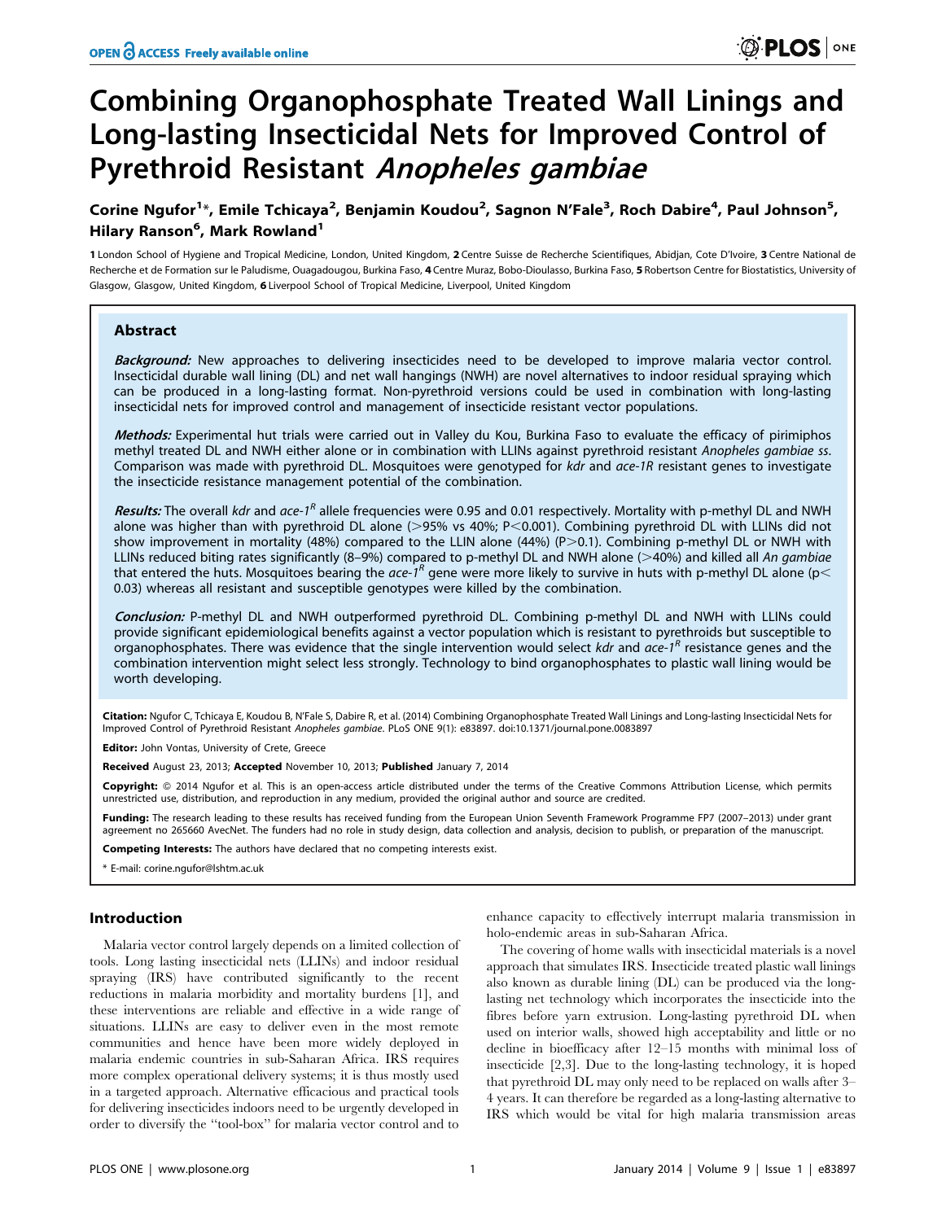# Combining Organophosphate Treated Wall Linings and Long-lasting Insecticidal Nets for Improved Control of Pyrethroid Resistant *Anopheles gambiae*

Corine Ngufor[1]*, Emile Tchicaya[2], Benjamin Koudou[2], Sagnon N'Fale[3], Roch Dabire[4], Paul Johnson[5], Hilary Ranson[6], Mark Rowland[1]

1 London School of Hygiene and Tropical Medicine, London, United Kingdom, 2 Centre Suisse de Recherche Scientifiques, Abidjan, Cote D'Ivoire, 3 Centre National de Recherche et de Formation sur le Paludisme, Ouagadougou, Burkina Faso, 4 Centre Muraz, Bobo-Dioulasso, Burkina Faso, 5 Robertson Centre for Biostatistics, University of Glasgow, Glasgow, United Kingdom, 6 Liverpool School of Tropical Medicine, Liverpool, United Kingdom

## Abstract

***Background:*** New approaches to delivering insecticides need to be developed to improve malaria vector control. Insecticidal durable wall lining (DL) and net wall hangings (NWH) are novel alternatives to indoor residual spraying which can be produced in a long-lasting format. Non-pyrethroid versions could be used in combination with long-lasting insecticidal nets for improved control and management of insecticide resistant vector populations.

***Methods:*** Experimental hut trials were carried out in Valley du Kou, Burkina Faso to evaluate the efficacy of pirimiphos methyl treated DL and NWH either alone or in combination with LLINs against pyrethroid resistant *Anopheles gambiae ss*. Comparison was made with pyrethroid DL. Mosquitoes were genotyped for *kdr* and *ace-1R* resistant genes to investigate the insecticide resistance management potential of the combination.

***Results:*** The overall *kdr* and *ace-1$^R$* allele frequencies were 0.95 and 0.01 respectively. Mortality with p-methyl DL and NWH alone was higher than with pyrethroid DL alone (>95% vs 40%; P<0.001). Combining pyrethroid DL with LLINs did not show improvement in mortality (48%) compared to the LLIN alone (44%) (P>0.1). Combining p-methyl DL or NWH with LLINs reduced biting rates significantly (8–9%) compared to p-methyl DL and NWH alone (>40%) and killed all *An gambiae* that entered the huts. Mosquitoes bearing the *ace-1$^R$* gene were more likely to survive in huts with p-methyl DL alone (p< 0.03) whereas all resistant and susceptible genotypes were killed by the combination.

***Conclusion:*** P-methyl DL and NWH outperformed pyrethroid DL. Combining p-methyl DL and NWH with LLINs could provide significant epidemiological benefits against a vector population which is resistant to pyrethroids but susceptible to organophosphates. There was evidence that the single intervention would select *kdr* and *ace-1$^R$* resistance genes and the combination intervention might select less strongly. Technology to bind organophosphates to plastic wall lining would be worth developing.

**Citation:** Ngufor C, Tchicaya E, Koudou B, N'Fale S, Dabire R, et al. (2014) Combining Organophosphate Treated Wall Linings and Long-lasting Insecticidal Nets for Improved Control of Pyrethroid Resistant *Anopheles gambiae*. PLoS ONE 9(1): e83897. doi:10.1371/journal.pone.0083897

**Editor:** John Vontas, University of Crete, Greece

**Received** August 23, 2013; **Accepted** November 10, 2013; **Published** January 7, 2014

**Copyright:** © 2014 Ngufor et al. This is an open-access article distributed under the terms of the Creative Commons Attribution License, which permits unrestricted use, distribution, and reproduction in any medium, provided the original author and source are credited.

**Funding:** The research leading to these results has received funding from the European Union Seventh Framework Programme FP7 (2007–2013) under grant agreement no 265660 AvecNet. The funders had no role in study design, data collection and analysis, decision to publish, or preparation of the manuscript.

**Competing Interests:** The authors have declared that no competing interests exist.

\* E-mail: corine.ngufor@lshtm.ac.uk

## Introduction

Malaria vector control largely depends on a limited collection of tools. Long lasting insecticidal nets (LLINs) and indoor residual spraying (IRS) have contributed significantly to the recent reductions in malaria morbidity and mortality burdens [1], and these interventions are reliable and effective in a wide range of situations. LLINs are easy to deliver even in the most remote communities and hence have been more widely deployed in malaria endemic countries in sub-Saharan Africa. IRS requires more complex operational delivery systems; it is thus mostly used in a targeted approach. Alternative efficacious and practical tools for delivering insecticides indoors need to be urgently developed in order to diversify the "tool-box" for malaria vector control and to enhance capacity to effectively interrupt malaria transmission in holo-endemic areas in sub-Saharan Africa.

The covering of home walls with insecticidal materials is a novel approach that simulates IRS. Insecticide treated plastic wall linings also known as durable lining (DL) can be produced via the long-lasting net technology which incorporates the insecticide into the fibres before yarn extrusion. Long-lasting pyrethroid DL when used on interior walls, showed high acceptability and little or no decline in bioefficacy after 12–15 months with minimal loss of insecticide [2,3]. Due to the long-lasting technology, it is hoped that pyrethroid DL may only need to be replaced on walls after 3–4 years. It can therefore be regarded as a long-lasting alternative to IRS which would be vital for high malaria transmission areas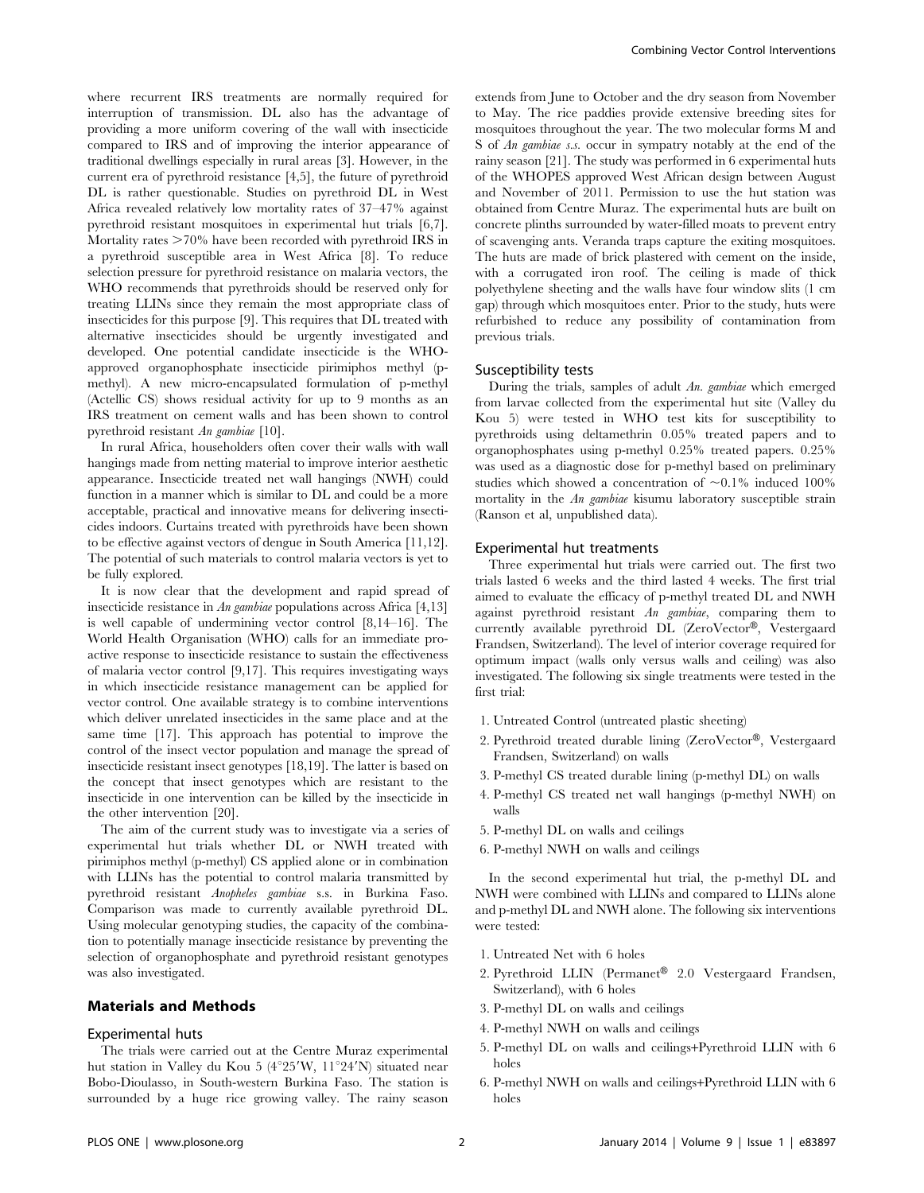where recurrent IRS treatments are normally required for interruption of transmission. DL also has the advantage of providing a more uniform covering of the wall with insecticide compared to IRS and of improving the interior appearance of traditional dwellings especially in rural areas [3]. However, in the current era of pyrethroid resistance [4,5], the future of pyrethroid DL is rather questionable. Studies on pyrethroid DL in West Africa revealed relatively low mortality rates of 37–47% against pyrethroid resistant mosquitoes in experimental hut trials [6,7]. Mortality rates >70% have been recorded with pyrethroid IRS in a pyrethroid susceptible area in West Africa [8]. To reduce selection pressure for pyrethroid resistance on malaria vectors, the WHO recommends that pyrethroids should be reserved only for treating LLINs since they remain the most appropriate class of insecticides for this purpose [9]. This requires that DL treated with alternative insecticides should be urgently investigated and developed. One potential candidate insecticide is the WHO-approved organophosphate insecticide pirimiphos methyl (p-methyl). A new micro-encapsulated formulation of p-methyl (Actellic CS) shows residual activity for up to 9 months as an IRS treatment on cement walls and has been shown to control pyrethroid resistant *An gambiae* [10].

In rural Africa, householders often cover their walls with wall hangings made from netting material to improve interior aesthetic appearance. Insecticide treated net wall hangings (NWH) could function in a manner which is similar to DL and could be a more acceptable, practical and innovative means for delivering insecticides indoors. Curtains treated with pyrethroids have been shown to be effective against vectors of dengue in South America [11,12]. The potential of such materials to control malaria vectors is yet to be fully explored.

It is now clear that the development and rapid spread of insecticide resistance in *An gambiae* populations across Africa [4,13] is well capable of undermining vector control [8,14–16]. The World Health Organisation (WHO) calls for an immediate proactive response to insecticide resistance to sustain the effectiveness of malaria vector control [9,17]. This requires investigating ways in which insecticide resistance management can be applied for vector control. One available strategy is to combine interventions which deliver unrelated insecticides in the same place and at the same time [17]. This approach has potential to improve the control of the insect vector population and manage the spread of insecticide resistant insect genotypes [18,19]. The latter is based on the concept that insect genotypes which are resistant to the insecticide in one intervention can be killed by the insecticide in the other intervention [20].

The aim of the current study was to investigate via a series of experimental hut trials whether DL or NWH treated with pirimiphos methyl (p-methyl) CS applied alone or in combination with LLINs has the potential to control malaria transmitted by pyrethroid resistant *Anopheles gambiae* s.s. in Burkina Faso. Comparison was made to currently available pyrethroid DL. Using molecular genotyping studies, the capacity of the combination to potentially manage insecticide resistance by preventing the selection of organophosphate and pyrethroid resistant genotypes was also investigated.

## Materials and Methods

### Experimental huts

The trials were carried out at the Centre Muraz experimental hut station in Valley du Kou 5 (4°25′W, 11°24′N) situated near Bobo-Dioulasso, in South-western Burkina Faso. The station is surrounded by a huge rice growing valley. The rainy season extends from June to October and the dry season from November to May. The rice paddies provide extensive breeding sites for mosquitoes throughout the year. The two molecular forms M and S of *An gambiae s.s.* occur in sympatry notably at the end of the rainy season [21]. The study was performed in 6 experimental huts of the WHOPES approved West African design between August and November of 2011. Permission to use the hut station was obtained from Centre Muraz. The experimental huts are built on concrete plinths surrounded by water-filled moats to prevent entry of scavenging ants. Veranda traps capture the exiting mosquitoes. The huts are made of brick plastered with cement on the inside, with a corrugated iron roof. The ceiling is made of thick polyethylene sheeting and the walls have four window slits (1 cm gap) through which mosquitoes enter. Prior to the study, huts were refurbished to reduce any possibility of contamination from previous trials.

### Susceptibility tests

During the trials, samples of adult *An. gambiae* which emerged from larvae collected from the experimental hut site (Valley du Kou 5) were tested in WHO test kits for susceptibility to pyrethroids using deltamethrin 0.05% treated papers and to organophosphates using p-methyl 0.25% treated papers. 0.25% was used as a diagnostic dose for p-methyl based on preliminary studies which showed a concentration of ~0.1% induced 100% mortality in the *An gambiae* kisumu laboratory susceptible strain (Ranson et al, unpublished data).

### Experimental hut treatments

Three experimental hut trials were carried out. The first two trials lasted 6 weeks and the third lasted 4 weeks. The first trial aimed to evaluate the efficacy of p-methyl treated DL and NWH against pyrethroid resistant *An gambiae*, comparing them to currently available pyrethroid DL (ZeroVector®, Vestergaard Frandsen, Switzerland). The level of interior coverage required for optimum impact (walls only versus walls and ceiling) was also investigated. The following six single treatments were tested in the first trial:

1. Untreated Control (untreated plastic sheeting)
2. Pyrethroid treated durable lining (ZeroVector®, Vestergaard Frandsen, Switzerland) on walls
3. P-methyl CS treated durable lining (p-methyl DL) on walls
4. P-methyl CS treated net wall hangings (p-methyl NWH) on walls
5. P-methyl DL on walls and ceilings
6. P-methyl NWH on walls and ceilings

In the second experimental hut trial, the p-methyl DL and NWH were combined with LLINs and compared to LLINs alone and p-methyl DL and NWH alone. The following six interventions were tested:

1. Untreated Net with 6 holes
2. Pyrethroid LLIN (Permanet® 2.0 Vestergaard Frandsen, Switzerland), with 6 holes
3. P-methyl DL on walls and ceilings
4. P-methyl NWH on walls and ceilings
5. P-methyl DL on walls and ceilings+Pyrethroid LLIN with 6 holes
6. P-methyl NWH on walls and ceilings+Pyrethroid LLIN with 6 holes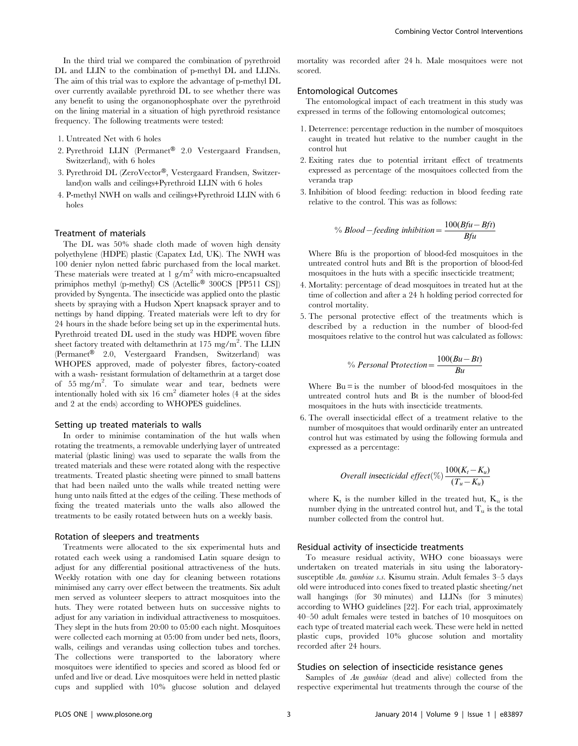In the third trial we compared the combination of pyrethroid DL and LLIN to the combination of p-methyl DL and LLINs. The aim of this trial was to explore the advantage of p-methyl DL over currently available pyrethroid DL to see whether there was any benefit to using the organonophosphate over the pyrethroid on the lining material in a situation of high pyrethroid resistance frequency. The following treatments were tested:

1. Untreated Net with 6 holes
2. Pyrethroid LLIN (Permanet® 2.0 Vestergaard Frandsen, Switzerland), with 6 holes
3. Pyrethroid DL (ZeroVector®, Vestergaard Frandsen, Switzerland)on walls and ceilings+Pyrethroid LLIN with 6 holes
4. P-methyl NWH on walls and ceilings+Pyrethroid LLIN with 6 holes

### Treatment of materials

The DL was 50% shade cloth made of woven high density polyethylene (HDPE) plastic (Capatex Ltd, UK). The NWH was 100 denier nylon netted fabric purchased from the local market. These materials were treated at 1 g/m$^2$ with micro-encapsualted primiphos methyl (p-methyl) CS (Actellic® 300CS [PP511 CS]) provided by Syngenta. The insecticide was applied onto the plastic sheets by spraying with a Hudson Xpert knapsack sprayer and to nettings by hand dipping. Treated materials were left to dry for 24 hours in the shade before being set up in the experimental huts. Pyrethroid treated DL used in the study was HDPE woven fibre sheet factory treated with deltamethrin at 175 mg/m$^2$. The LLIN (Permanet® 2.0, Vestergaard Frandsen, Switzerland) was WHOPES approved, made of polyester fibres, factory-coated with a wash- resistant formulation of deltamethrin at a target dose of 55 mg/m$^2$. To simulate wear and tear, bednets were intentionally holed with six 16 cm$^2$ diameter holes (4 at the sides and 2 at the ends) according to WHOPES guidelines.

### Setting up treated materials to walls

In order to minimise contamination of the hut walls when rotating the treatments, a removable underlying layer of untreated material (plastic lining) was used to separate the walls from the treated materials and these were rotated along with the respective treatments. Treated plastic sheeting were pinned to small battens that had been nailed unto the walls while treated netting were hung unto nails fitted at the edges of the ceiling. These methods of fixing the treated materials unto the walls also allowed the treatments to be easily rotated between huts on a weekly basis.

### Rotation of sleepers and treatments

Treatments were allocated to the six experimental huts and rotated each week using a randomised Latin square design to adjust for any differential positional attractiveness of the huts. Weekly rotation with one day for cleaning between rotations minimised any carry over effect between the treatments. Six adult men served as volunteer sleepers to attract mosquitoes into the huts. They were rotated between huts on successive nights to adjust for any variation in individual attractiveness to mosquitoes. They slept in the huts from 20:00 to 05:00 each night. Mosquitoes were collected each morning at 05:00 from under bed nets, floors, walls, ceilings and verandas using collection tubes and torches. The collections were transported to the laboratory where mosquitoes were identified to species and scored as blood fed or unfed and live or dead. Live mosquitoes were held in netted plastic cups and supplied with 10% glucose solution and delayed mortality was recorded after 24 h. Male mosquitoes were not scored.

### Entomological Outcomes

The entomological impact of each treatment in this study was expressed in terms of the following entomological outcomes;

1. Deterrence: percentage reduction in the number of mosquitoes caught in treated hut relative to the number caught in the control hut
2. Exiting rates due to potential irritant effect of treatments expressed as percentage of the mosquitoes collected from the veranda trap
3. Inhibition of blood feeding: reduction in blood feeding rate relative to the control. This was as follows:

$$\%\ Blood-feeding\ inhibition = \frac{100(Bfu - Bft)}{Bfu}$$

Where Bfu is the proportion of blood-fed mosquitoes in the untreated control huts and Bft is the proportion of blood-fed mosquitoes in the huts with a specific insecticide treatment;

4. Mortality: percentage of dead mosquitoes in treated hut at the time of collection and after a 24 h holding period corrected for control mortality.
5. The personal protective effect of the treatments which is described by a reduction in the number of blood-fed mosquitoes relative to the control hut was calculated as follows:

$$\%\ Personal\ Protection = \frac{100(Bu - Bt)}{Bu}$$

Where Bu = is the number of blood-fed mosquitoes in the untreated control huts and Bt is the number of blood-fed mosquitoes in the huts with insecticide treatments.

6. The overall insecticidal effect of a treatment relative to the number of mosquitoes that would ordinarily enter an untreated control hut was estimated by using the following formula and expressed as a percentage:

$$Overall\ insecticidal\ effect(\%)\ \frac{100(K_t - K_u)}{(T_u - K_u)}$$

where $K_t$ is the number killed in the treated hut, $K_u$ is the number dying in the untreated control hut, and $T_u$ is the total number collected from the control hut.

### Residual activity of insecticide treatments

To measure residual activity, WHO cone bioassays were undertaken on treated materials in situ using the laboratory-susceptible *An. gambiae s.s.* Kisumu strain. Adult females 3–5 days old were introduced into cones fixed to treated plastic sheeting/net wall hangings (for 30 minutes) and LLINs (for 3 minutes) according to WHO guidelines [22]. For each trial, approximately 40–50 adult females were tested in batches of 10 mosquitoes on each type of treated material each week. These were held in netted plastic cups, provided 10% glucose solution and mortality recorded after 24 hours.

### Studies on selection of insecticide resistance genes

Samples of *An gambiae* (dead and alive) collected from the respective experimental hut treatments through the course of the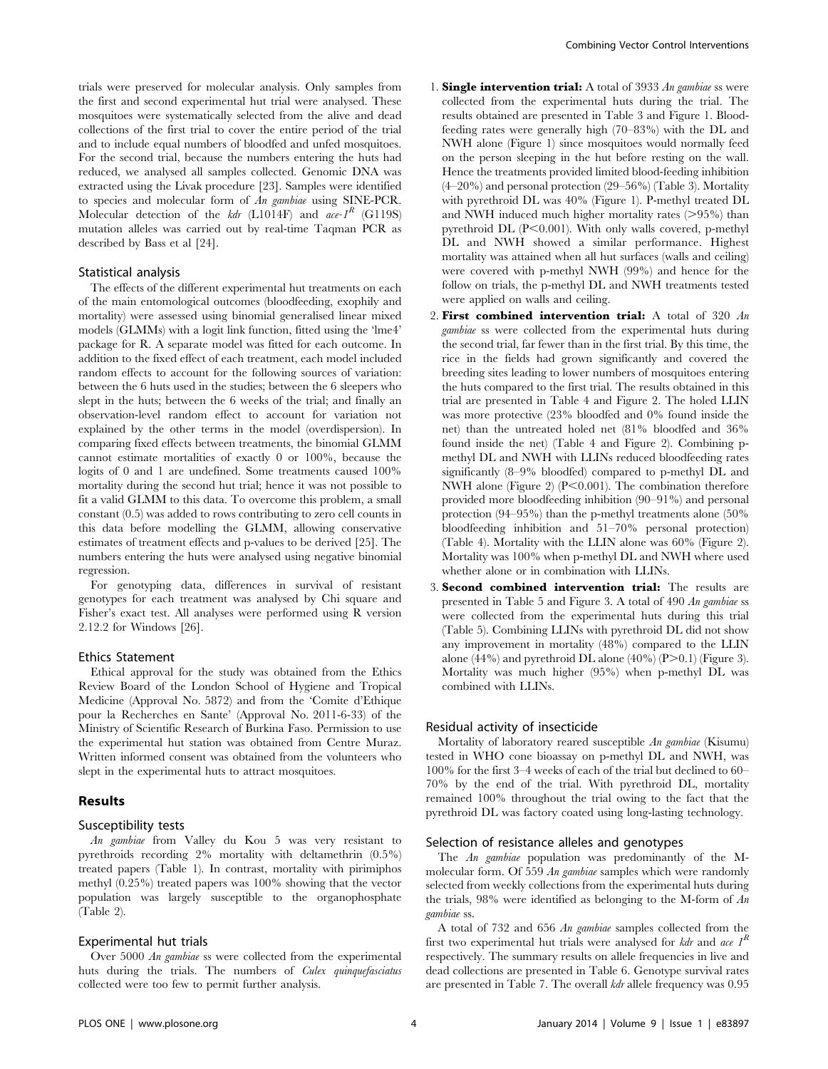trials were preserved for molecular analysis. Only samples from the first and second experimental hut trial were analysed. These mosquitoes were systematically selected from the alive and dead collections of the first trial to cover the entire period of the trial and to include equal numbers of bloodfed and unfed mosquitoes. For the second trial, because the numbers entering the huts had reduced, we analysed all samples collected. Genomic DNA was extracted using the Livak procedure [23]. Samples were identified to species and molecular form of *An gambiae* using SINE-PCR. Molecular detection of the *kdr* (L1014F) and *ace-1*$^R$ (G119S) mutation alleles was carried out by real-time Taqman PCR as described by Bass et al [24].

### Statistical analysis

The effects of the different experimental hut treatments on each of the main entomological outcomes (bloodfeeding, exophily and mortality) were assessed using binomial generalised linear mixed models (GLMMs) with a logit link function, fitted using the 'lme4' package for R. A separate model was fitted for each outcome. In addition to the fixed effect of each treatment, each model included random effects to account for the following sources of variation: between the 6 huts used in the studies; between the 6 sleepers who slept in the huts; between the 6 weeks of the trial; and finally an observation-level random effect to account for variation not explained by the other terms in the model (overdispersion). In comparing fixed effects between treatments, the binomial GLMM cannot estimate mortalities of exactly 0 or 100%, because the logits of 0 and 1 are undefined. Some treatments caused 100% mortality during the second hut trial; hence it was not possible to fit a valid GLMM to this data. To overcome this problem, a small constant (0.5) was added to rows contributing to zero cell counts in this data before modelling the GLMM, allowing conservative estimates of treatment effects and p-values to be derived [25]. The numbers entering the huts were analysed using negative binomial regression.

For genotyping data, differences in survival of resistant genotypes for each treatment was analysed by Chi square and Fisher's exact test. All analyses were performed using R version 2.12.2 for Windows [26].

### Ethics Statement

Ethical approval for the study was obtained from the Ethics Review Board of the London School of Hygiene and Tropical Medicine (Approval No. 5872) and from the 'Comite d'Ethique pour la Recherches en Sante' (Approval No. 2011-6-33) of the Ministry of Scientific Research of Burkina Faso. Permission to use the experimental hut station was obtained from Centre Muraz. Written informed consent was obtained from the volunteers who slept in the experimental huts to attract mosquitoes.

## Results

### Susceptibility tests

*An gambiae* from Valley du Kou 5 was very resistant to pyrethroids recording 2% mortality with deltamethrin (0.5%) treated papers (Table 1). In contrast, mortality with pirimiphos methyl (0.25%) treated papers was 100% showing that the vector population was largely susceptible to the organophosphate (Table 2).

### Experimental hut trials

Over 5000 *An gambiae* ss were collected from the experimental huts during the trials. The numbers of *Culex quinquefasciatus* collected were too few to permit further analysis.

1. **Single intervention trial:** A total of 3933 *An gambiae* ss were collected from the experimental huts during the trial. The results obtained are presented in Table 3 and Figure 1. Blood-feeding rates were generally high (70–83%) with the DL and NWH alone (Figure 1) since mosquitoes would normally feed on the person sleeping in the hut before resting on the wall. Hence the treatments provided limited blood-feeding inhibition (4–20%) and personal protection (29–56%) (Table 3). Mortality with pyrethroid DL was 40% (Figure 1). P-methyl treated DL and NWH induced much higher mortality rates (>95%) than pyrethroid DL ($P<0.001$). With only walls covered, p-methyl DL and NWH showed a similar performance. Highest mortality was attained when all hut surfaces (walls and ceiling) were covered with p-methyl NWH (99%) and hence for the follow on trials, the p-methyl DL and NWH treatments tested were applied on walls and ceiling.
2. **First combined intervention trial:** A total of 320 *An gambiae* ss were collected from the experimental huts during the second trial, far fewer than in the first trial. By this time, the rice in the fields had grown significantly and covered the breeding sites leading to lower numbers of mosquitoes entering the huts compared to the first trial. The results obtained in this trial are presented in Table 4 and Figure 2. The holed LLIN was more protective (23% bloodfed and 0% found inside the net) than the untreated holed net (81% bloodfed and 36% found inside the net) (Table 4 and Figure 2). Combining p-methyl DL and NWH with LLINs reduced bloodfeeding rates significantly (8–9% bloodfed) compared to p-methyl DL and NWH alone (Figure 2) ($P<0.001$). The combination therefore provided more bloodfeeding inhibition (90–91%) and personal protection (94–95%) than the p-methyl treatments alone (50% bloodfeeding inhibition and 51–70% personal protection) (Table 4). Mortality with the LLIN alone was 60% (Figure 2). Mortality was 100% when p-methyl DL and NWH where used whether alone or in combination with LLINs.
3. **Second combined intervention trial:** The results are presented in Table 5 and Figure 3. A total of 490 *An gambiae* ss were collected from the experimental huts during this trial (Table 5). Combining LLINs with pyrethroid DL did not show any improvement in mortality (48%) compared to the LLIN alone (44%) and pyrethroid DL alone (40%) ($P>0.1$) (Figure 3). Mortality was much higher (95%) when p-methyl DL was combined with LLINs.

### Residual activity of insecticide

Mortality of laboratory reared susceptible *An gambiae* (Kisumu) tested in WHO cone bioassay on p-methyl DL and NWH, was 100% for the first 3–4 weeks of each of the trial but declined to 60–70% by the end of the trial. With pyrethroid DL, mortality remained 100% throughout the trial owing to the fact that the pyrethroid DL was factory coated using long-lasting technology.

### Selection of resistance alleles and genotypes

The *An gambiae* population was predominantly of the M-molecular form. Of 559 *An gambiae* samples which were randomly selected from weekly collections from the experimental huts during the trials, 98% were identified as belonging to the M-form of *An gambiae* ss.

A total of 732 and 656 *An gambiae* samples collected from the first two experimental hut trials were analysed for *kdr* and *ace 1*$^R$ respectively. The summary results on allele frequencies in live and dead collections are presented in Table 6. Genotype survival rates are presented in Table 7. The overall *kdr* allele frequency was 0.95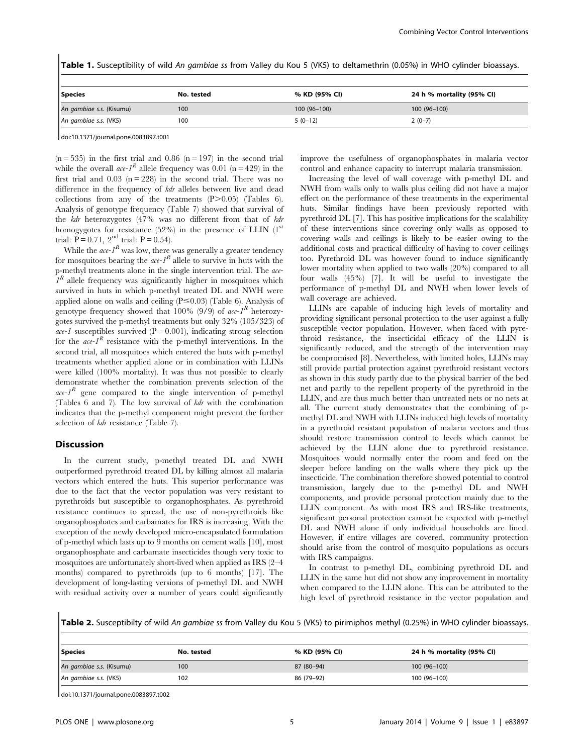**Table 1.** Susceptibility of wild *An gambiae ss* from Valley du Kou 5 (VK5) to deltamethrin (0.05%) in WHO cylinder bioassays.

| Species | No. tested | % KD (95% CI) | 24 h % mortality (95% CI) |
|---|---|---|---|
| *An gambiae s.s.* (Kisumu) | 100 | 100 (96–100) | 100 (96–100) |
| *An gambiae s.s.* (VK5) | 100 | 5 (0–12) | 2 (0–7) |

doi:10.1371/journal.pone.0083897.t001

(n = 535) in the first trial and 0.86 (n = 197) in the second trial while the overall *ace-1*$^R$ allele frequency was 0.01 (n = 429) in the first trial and 0.03 (n = 228) in the second trial. There was no difference in the frequency of *kdr* alleles between live and dead collections from any of the treatments (P>0.05) (Tables 6). Analysis of genotype frequency (Table 7) showed that survival of the *kdr* heterozygotes (47% was no different from that of *kdr* homogyotes for resistance (52%) in the presence of LLIN (1$^{st}$ trial: P = 0.71, 2$^{nd}$ trial: P = 0.54).

While the *ace-1*$^R$ was low, there was generally a greater tendency for mosquitoes bearing the *ace-1*$^R$ allele to survive in huts with the p-methyl treatments alone in the single intervention trial. The *ace-1*$^R$ allele frequency was significantly higher in mosquitoes which survived in huts in which p-methyl treated DL and NWH were applied alone on walls and ceiling (P≤0.03) (Table 6). Analysis of genotype frequency showed that 100% (9/9) of *ace-1*$^R$ heterozygotes survived the p-methyl treatments but only 32% (105/323) of *ace-1* susceptibles survived (P = 0.001), indicating strong selection for the *ace-1*$^R$ resistance with the p-methyl interventions. In the second trial, all mosquitoes which entered the huts with p-methyl treatments whether applied alone or in combination with LLINs were killed (100% mortality). It was thus not possible to clearly demonstrate whether the combination prevents selection of the *ace-1*$^R$ gene compared to the single intervention of p-methyl (Tables 6 and 7). The low survival of *kdr* with the combination indicates that the p-methyl component might prevent the further selection of *kdr* resistance (Table 7).

## Discussion

In the current study, p-methyl treated DL and NWH outperformed pyrethroid treated DL by killing almost all malaria vectors which entered the huts. This superior performance was due to the fact that the vector population was very resistant to pyrethroids but susceptible to organophosphates. As pyrethroid resistance continues to spread, the use of non-pyrethroids like organophosphates and carbamates for IRS is increasing. With the exception of the newly developed micro-encapsulated formulation of p-methyl which lasts up to 9 months on cement walls [10], most organophosphate and carbamate insecticides though very toxic to mosquitoes are unfortunately short-lived when applied as IRS (2–4 months) compared to pyrethroids (up to 6 months) [17]. The development of long-lasting versions of p-methyl DL and NWH with residual activity over a number of years could significantly improve the usefulness of organophosphates in malaria vector control and enhance capacity to interrupt malaria transmission.

Increasing the level of wall coverage with p-methyl DL and NWH from walls only to walls plus ceiling did not have a major effect on the performance of these treatments in the experimental huts. Similar findings have been previously reported with pyrethroid DL [7]. This has positive implications for the scalability of these interventions since covering only walls as opposed to covering walls and ceilings is likely to be easier owing to the additional costs and practical difficulty of having to cover ceilings too. Pyrethroid DL was however found to induce significantly lower mortality when applied to two walls (20%) compared to all four walls (45%) [7]. It will be useful to investigate the performance of p-methyl DL and NWH when lower levels of wall coverage are achieved.

LLINs are capable of inducing high levels of mortality and providing significant personal protection to the user against a fully susceptible vector population. However, when faced with pyrethroid resistance, the insecticidal efficacy of the LLIN is significantly reduced, and the strength of the intervention may be compromised [8]. Nevertheless, with limited holes, LLINs may still provide partial protection against pyrethroid resistant vectors as shown in this study partly due to the physical barrier of the bed net and partly to the repellent property of the pyrethroid in the LLIN, and are thus much better than untreated nets or no nets at all. The current study demonstrates that the combining of p-methyl DL and NWH with LLINs induced high levels of mortality in a pyrethroid resistant population of malaria vectors and thus should restore transmission control to levels which cannot be achieved by the LLIN alone due to pyrethroid resistance. Mosquitoes would normally enter the room and feed on the sleeper before landing on the walls where they pick up the insecticide. The combination therefore showed potential to control transmission, largely due to the p-methyl DL and NWH components, and provide personal protection mainly due to the LLIN component. As with most IRS and IRS-like treatments, significant personal protection cannot be expected with p-methyl DL and NWH alone if only individual households are lined. However, if entire villages are covered, community protection should arise from the control of mosquito populations as occurs with IRS campaigns.

In contrast to p-methyl DL, combining pyrethroid DL and LLIN in the same hut did not show any improvement in mortality when compared to the LLIN alone. This can be attributed to the high level of pyrethroid resistance in the vector population and

**Table 2.** Susceptibilty of wild *An gambiae ss* from Valley du Kou 5 (VK5) to pirimiphos methyl (0.25%) in WHO cylinder bioassays.

| Species | No. tested | % KD (95% CI) | 24 h % mortality (95% CI) |
|---|---|---|---|
| *An gambiae s.s.* (Kisumu) | 100 | 87 (80–94) | 100 (96–100) |
| *An gambiae s.s.* (VK5) | 102 | 86 (79–92) | 100 (96–100) |

doi:10.1371/journal.pone.0083897.t002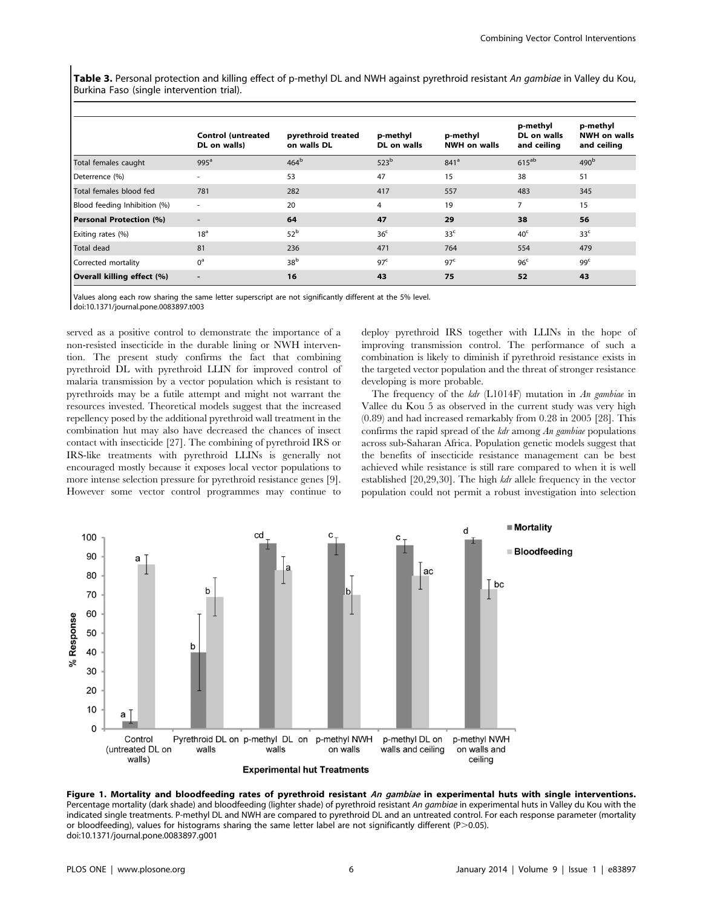**Table 3.** Personal protection and killing effect of p-methyl DL and NWH against pyrethroid resistant *An gambiae* in Valley du Kou, Burkina Faso (single intervention trial).

| | Control (untreated DL on walls) | pyrethroid treated on walls DL | p-methyl DL on walls | p-methyl NWH on walls | p-methyl DL on walls and ceiling | p-methyl NWH on walls and ceiling |
|---|---|---|---|---|---|---|
| Total females caught | 995[a] | 464[b] | 523[b] | 841[a] | 615[ab] | 490[b] |
| Deterrence (%) | - | 53 | 47 | 15 | 38 | 51 |
| Total females blood fed | 781 | 282 | 417 | 557 | 483 | 345 |
| Blood feeding Inhibition (%) | - | 20 | 4 | 19 | 7 | 15 |
| **Personal Protection (%)** | **-** | **64** | **47** | **29** | **38** | **56** |
| Exiting rates (%) | 18[a] | 52[b] | 36[c] | 33[c] | 40[c] | 33[c] |
| Total dead | 81 | 236 | 471 | 764 | 554 | 479 |
| Corrected mortality | 0[a] | 38[b] | 97[c] | 97[c] | 96[c] | 99[c] |
| **Overall killing effect (%)** | **-** | **16** | **43** | **75** | **52** | **43** |

Values along each row sharing the same letter superscript are not significantly different at the 5% level.
doi:10.1371/journal.pone.0083897.t003

served as a positive control to demonstrate the importance of a non-resisted insecticide in the durable lining or NWH intervention. The present study confirms the fact that combining pyrethroid DL with pyrethroid LLIN for improved control of malaria transmission by a vector population which is resistant to pyrethroids may be a futile attempt and might not warrant the resources invested. Theoretical models suggest that the increased repellency posed by the additional pyrethroid wall treatment in the combination hut may also have decreased the chances of insect contact with insecticide [27]. The combining of pyrethroid IRS or IRS-like treatments with pyrethroid LLINs is generally not encouraged mostly because it exposes local vector populations to more intense selection pressure for pyrethroid resistance genes [9]. However some vector control programmes may continue to deploy pyrethroid IRS together with LLINs in the hope of improving transmission control. The performance of such a combination is likely to diminish if pyrethroid resistance exists in the targeted vector population and the threat of stronger resistance developing is more probable.

The frequency of the *kdr* (L1014F) mutation in *An gambiae* in Vallee du Kou 5 as observed in the current study was very high (0.89) and had increased remarkably from 0.28 in 2005 [28]. This confirms the rapid spread of the *kdr* among *An gambiae* populations across sub-Saharan Africa. Population genetic models suggest that the benefits of insecticide resistance management can be best achieved while resistance is still rare compared to when it is well established [20,29,30]. The high *kdr* allele frequency in the vector population could not permit a robust investigation into selection

**Figure 1. Mortality and bloodfeeding rates of pyrethroid resistant *An gambiae* in experimental huts with single interventions.** Percentage mortality (dark shade) and bloodfeeding (lighter shade) of pyrethroid resistant *An gambiae* in experimental huts in Valley du Kou with the indicated single treatments. P-methyl DL and NWH are compared to pyrethroid DL and an untreated control. For each response parameter (mortality or bloodfeeding), values for histograms sharing the same letter label are not significantly different (P>0.05).
doi:10.1371/journal.pone.0083897.g001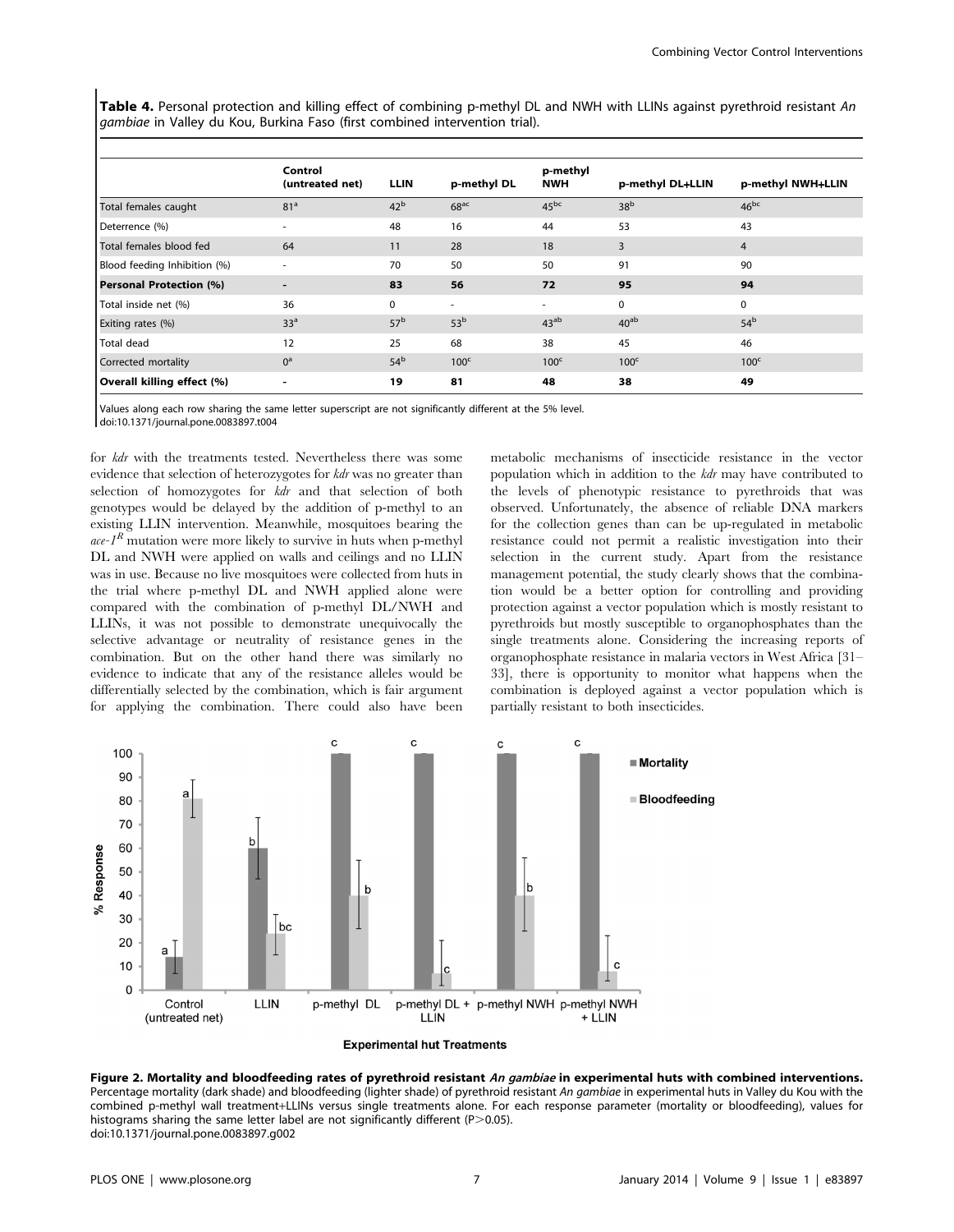**Table 4.** Personal protection and killing effect of combining p-methyl DL and NWH with LLINs against pyrethroid resistant *An gambiae* in Valley du Kou, Burkina Faso (first combined intervention trial).

| | Control (untreated net) | LLIN | p-methyl DL | p-methyl NWH | p-methyl DL+LLIN | p-methyl NWH+LLIN |
|---|---|---|---|---|---|---|
| Total females caught | 81$^{a}$ | 42$^{b}$ | 68$^{ac}$ | 45$^{bc}$ | 38$^{b}$ | 46$^{bc}$ |
| Deterrence (%) | - | 48 | 16 | 44 | 53 | 43 |
| Total females blood fed | 64 | 11 | 28 | 18 | 3 | 4 |
| Blood feeding Inhibition (%) | - | 70 | 50 | 50 | 91 | 90 |
| **Personal Protection (%)** | **-** | **83** | **56** | **72** | **95** | **94** |
| Total inside net (%) | 36 | 0 | - | - | 0 | 0 |
| Exiting rates (%) | 33$^{a}$ | 57$^{b}$ | 53$^{b}$ | 43$^{ab}$ | 40$^{ab}$ | 54$^{b}$ |
| Total dead | 12 | 25 | 68 | 38 | 45 | 46 |
| Corrected mortality | 0$^{a}$ | 54$^{b}$ | 100$^{c}$ | 100$^{c}$ | 100$^{c}$ | 100$^{c}$ |
| **Overall killing effect (%)** | **-** | **19** | **81** | **48** | **38** | **49** |

Values along each row sharing the same letter superscript are not significantly different at the 5% level.
doi:10.1371/journal.pone.0083897.t004

for *kdr* with the treatments tested. Nevertheless there was some evidence that selection of heterozygotes for *kdr* was no greater than selection of homozygotes for *kdr* and that selection of both genotypes would be delayed by the addition of p-methyl to an existing LLIN intervention. Meanwhile, mosquitoes bearing the *ace-1*$^{R}$ mutation were more likely to survive in huts when p-methyl DL and NWH were applied on walls and ceilings and no LLIN was in use. Because no live mosquitoes were collected from huts in the trial where p-methyl DL and NWH applied alone were compared with the combination of p-methyl DL/NWH and LLINs, it was not possible to demonstrate unequivocally the selective advantage or neutrality of resistance genes in the combination. But on the other hand there was similarly no evidence to indicate that any of the resistance alleles would be differentially selected by the combination, which is fair argument for applying the combination. There could also have been metabolic mechanisms of insecticide resistance in the vector population which in addition to the *kdr* may have contributed to the levels of phenotypic resistance to pyrethroids that was observed. Unfortunately, the absence of reliable DNA markers for the collection genes than can be up-regulated in metabolic resistance could not permit a realistic investigation into their selection in the current study. Apart from the resistance management potential, the study clearly shows that the combination would be a better option for controlling and providing protection against a vector population which is mostly resistant to pyrethroids but mostly susceptible to organophosphates than the single treatments alone. Considering the increasing reports of organophosphate resistance in malaria vectors in West Africa [31–33], there is opportunity to monitor what happens when the combination is deployed against a vector population which is partially resistant to both insecticides.

% Response
Experimental hut Treatments
Control (untreated net)
LLIN
p-methyl DL
p-methyl DL + LLIN
p-methyl NWH
p-methyl NWH + LLIN
Mortality
Bloodfeeding
0 10 20 30 40 50 60 70 80 90 100
a a b bc c b c c c b c c

**Figure 2. Mortality and bloodfeeding rates of pyrethroid resistant *An gambiae* in experimental huts with combined interventions.** Percentage mortality (dark shade) and bloodfeeding (lighter shade) of pyrethroid resistant *An gambiae* in experimental huts in Valley du Kou with the combined p-methyl wall treatment+LLINs versus single treatments alone. For each response parameter (mortality or bloodfeeding), values for histograms sharing the same letter label are not significantly different ($P>0.05$).
doi:10.1371/journal.pone.0083897.g002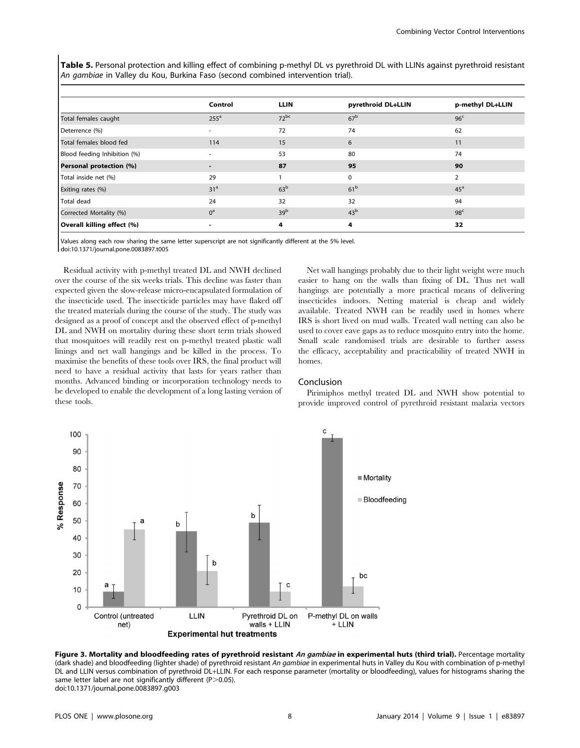**Table 5.** Personal protection and killing effect of combining p-methyl DL vs pyrethroid DL with LLINs against pyrethroid resistant *An gambiae* in Valley du Kou, Burkina Faso (second combined intervention trial).

| | Control | LLIN | pyrethroid DL+LLIN | p-methyl DL+LLIN |
|---|---|---|---|---|
| Total females caught | $255^{a}$ | $72^{bc}$ | $67^{b}$ | $96^{c}$ |
| Deterrence (%) | - | 72 | 74 | 62 |
| Total females blood fed | 114 | 15 | 6 | 11 |
| Blood feeding Inhibition (%) | - | 53 | 80 | 74 |
| **Personal protection (%)** | **-** | **87** | **95** | **90** |
| Total inside net (%) | 29 | 1 | 0 | 2 |
| Exiting rates (%) | $31^{a}$ | $63^{b}$ | $61^{b}$ | $45^{a}$ |
| Total dead | 24 | 32 | 32 | 94 |
| Corrected Mortality (%) | $0^{a}$ | $39^{b}$ | $43^{b}$ | $98^{c}$ |
| **Overall killing effect (%)** | **-** | **4** | **4** | **32** |

Values along each row sharing the same letter superscript are not significantly different at the 5% level.
doi:10.1371/journal.pone.0083897.t005

Residual activity with p-methyl treated DL and NWH declined over the course of the six weeks trials. This decline was faster than expected given the slow-release micro-encapsulated formulation of the insecticide used. The insecticide particles may have flaked off the treated materials during the course of the study. The study was designed as a proof of concept and the observed effect of p-methyl DL and NWH on mortality during these short term trials showed that mosquitoes will readily rest on p-methyl treated plastic wall linings and net wall hangings and be killed in the process. To maximise the benefits of these tools over IRS, the final product will need to have a residual activity that lasts for years rather than months. Advanced binding or incorporation technology needs to be developed to enable the development of a long lasting version of these tools.

Net wall hangings probably due to their light weight were much easier to hang on the walls than fixing of DL. Thus net wall hangings are potentially a more practical means of delivering insecticides indoors. Netting material is cheap and widely available. Treated NWH can be readily used in homes where IRS is short lived on mud walls. Treated wall netting can also be used to cover eave gaps as to reduce mosquito entry into the home. Small scale randomised trials are desirable to further assess the efficacy, acceptability and practicability of treated NWH in homes.

## Conclusion

Pirimiphos methyl treated DL and NWH show potential to provide improved control of pyrethroid resistant malaria vectors

**Figure 3. Mortality and bloodfeeding rates of pyrethroid resistant *An gambiae* in experimental huts (third trial).** Percentage mortality (dark shade) and bloodfeeding (lighter shade) of pyrethroid resistant *An gambiae* in experimental huts in Valley du Kou with combination of p-methyl DL and LLIN versus combination of pyrethroid DL+LLIN. For each response parameter (mortality or bloodfeeding), values for histograms sharing the same letter label are not significantly different ($P>0.05$).
doi:10.1371/journal.pone.0083897.g003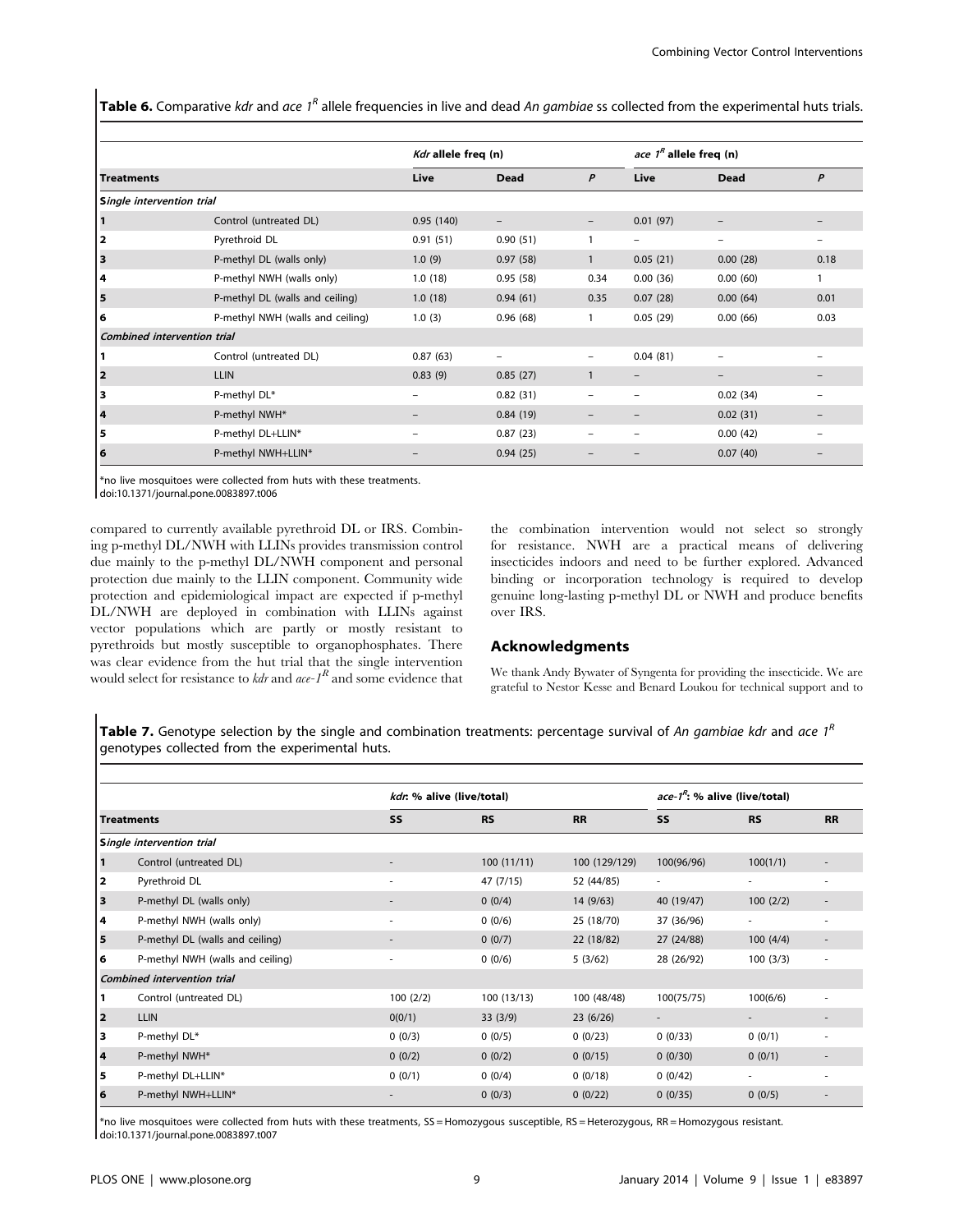**Table 6.** Comparative *kdr* and *ace 1^R* allele frequencies in live and dead *An gambiae* ss collected from the experimental huts trials.

| Treatments | | *Kdr* allele freq (n) | | | *ace 1^R* allele freq (n) | | |
|---|---|---|---|---|---|---|---|
| | | Live | Dead | *P* | Live | Dead | *P* |
| ***Single intervention trial*** | | | | | | | |
| 1 | Control (untreated DL) | 0.95 (140) | – | – | 0.01 (97) | – | – |
| 2 | Pyrethroid DL | 0.91 (51) | 0.90 (51) | 1 | – | – | – |
| 3 | P-methyl DL (walls only) | 1.0 (9) | 0.97 (58) | 1 | 0.05 (21) | 0.00 (28) | 0.18 |
| 4 | P-methyl NWH (walls only) | 1.0 (18) | 0.95 (58) | 0.34 | 0.00 (36) | 0.00 (60) | 1 |
| 5 | P-methyl DL (walls and ceiling) | 1.0 (18) | 0.94 (61) | 0.35 | 0.07 (28) | 0.00 (64) | 0.01 |
| 6 | P-methyl NWH (walls and ceiling) | 1.0 (3) | 0.96 (68) | 1 | 0.05 (29) | 0.00 (66) | 0.03 |
| ***Combined intervention trial*** | | | | | | | |
| 1 | Control (untreated DL) | 0.87 (63) | – | – | 0.04 (81) | – | – |
| 2 | LLIN | 0.83 (9) | 0.85 (27) | 1 | – | – | – |
| 3 | P-methyl DL* | – | 0.82 (31) | – | – | 0.02 (34) | – |
| 4 | P-methyl NWH* | – | 0.84 (19) | – | – | 0.02 (31) | – |
| 5 | P-methyl DL+LLIN* | – | 0.87 (23) | – | – | 0.00 (42) | – |
| 6 | P-methyl NWH+LLIN* | – | 0.94 (25) | – | – | 0.07 (40) | – |

*no live mosquitoes were collected from huts with these treatments.
doi:10.1371/journal.pone.0083897.t006

compared to currently available pyrethroid DL or IRS. Combining p-methyl DL/NWH with LLINs provides transmission control due mainly to the p-methyl DL/NWH component and personal protection due mainly to the LLIN component. Community wide protection and epidemiological impact are expected if p-methyl DL/NWH are deployed in combination with LLINs against vector populations which are partly or mostly resistant to pyrethroids but mostly susceptible to organophosphates. There was clear evidence from the hut trial that the single intervention would select for resistance to *kdr* and *ace-1^R* and some evidence that the combination intervention would not select so strongly for resistance. NWH are a practical means of delivering insecticides indoors and need to be further explored. Advanced binding or incorporation technology is required to develop genuine long-lasting p-methyl DL or NWH and produce benefits over IRS.

## Acknowledgments

We thank Andy Bywater of Syngenta for providing the insecticide. We are grateful to Nestor Kesse and Benard Loukou for technical support and to

**Table 7.** Genotype selection by the single and combination treatments: percentage survival of *An gambiae kdr* and *ace 1^R* genotypes collected from the experimental huts.

| Treatments | | *kdr*: % alive (live/total) | | | *ace-1^R*: % alive (live/total) | | |
|---|---|---|---|---|---|---|---|
| | | SS | RS | RR | SS | RS | RR |
| ***Single intervention trial*** | | | | | | | |
| 1 | Control (untreated DL) | - | 100 (11/11) | 100 (129/129) | 100(96/96) | 100(1/1) | - |
| 2 | Pyrethroid DL | - | 47 (7/15) | 52 (44/85) | - | - | - |
| 3 | P-methyl DL (walls only) | - | 0 (0/4) | 14 (9/63) | 40 (19/47) | 100 (2/2) | - |
| 4 | P-methyl NWH (walls only) | - | 0 (0/6) | 25 (18/70) | 37 (36/96) | - | - |
| 5 | P-methyl DL (walls and ceiling) | - | 0 (0/7) | 22 (18/82) | 27 (24/88) | 100 (4/4) | - |
| 6 | P-methyl NWH (walls and ceiling) | - | 0 (0/6) | 5 (3/62) | 28 (26/92) | 100 (3/3) | - |
| ***Combined intervention trial*** | | | | | | | |
| 1 | Control (untreated DL) | 100 (2/2) | 100 (13/13) | 100 (48/48) | 100(75/75) | 100(6/6) | - |
| 2 | LLIN | 0(0/1) | 33 (3/9) | 23 (6/26) | - | - | - |
| 3 | P-methyl DL* | 0 (0/3) | 0 (0/5) | 0 (0/23) | 0 (0/33) | 0 (0/1) | - |
| 4 | P-methyl NWH* | 0 (0/2) | 0 (0/2) | 0 (0/15) | 0 (0/30) | 0 (0/1) | - |
| 5 | P-methyl DL+LLIN* | 0 (0/1) | 0 (0/4) | 0 (0/18) | 0 (0/42) | - | - |
| 6 | P-methyl NWH+LLIN* | - | 0 (0/3) | 0 (0/22) | 0 (0/35) | 0 (0/5) | - |

*no live mosquitoes were collected from huts with these treatments, SS = Homozygous susceptible, RS = Heterozygous, RR = Homozygous resistant.
doi:10.1371/journal.pone.0083897.t007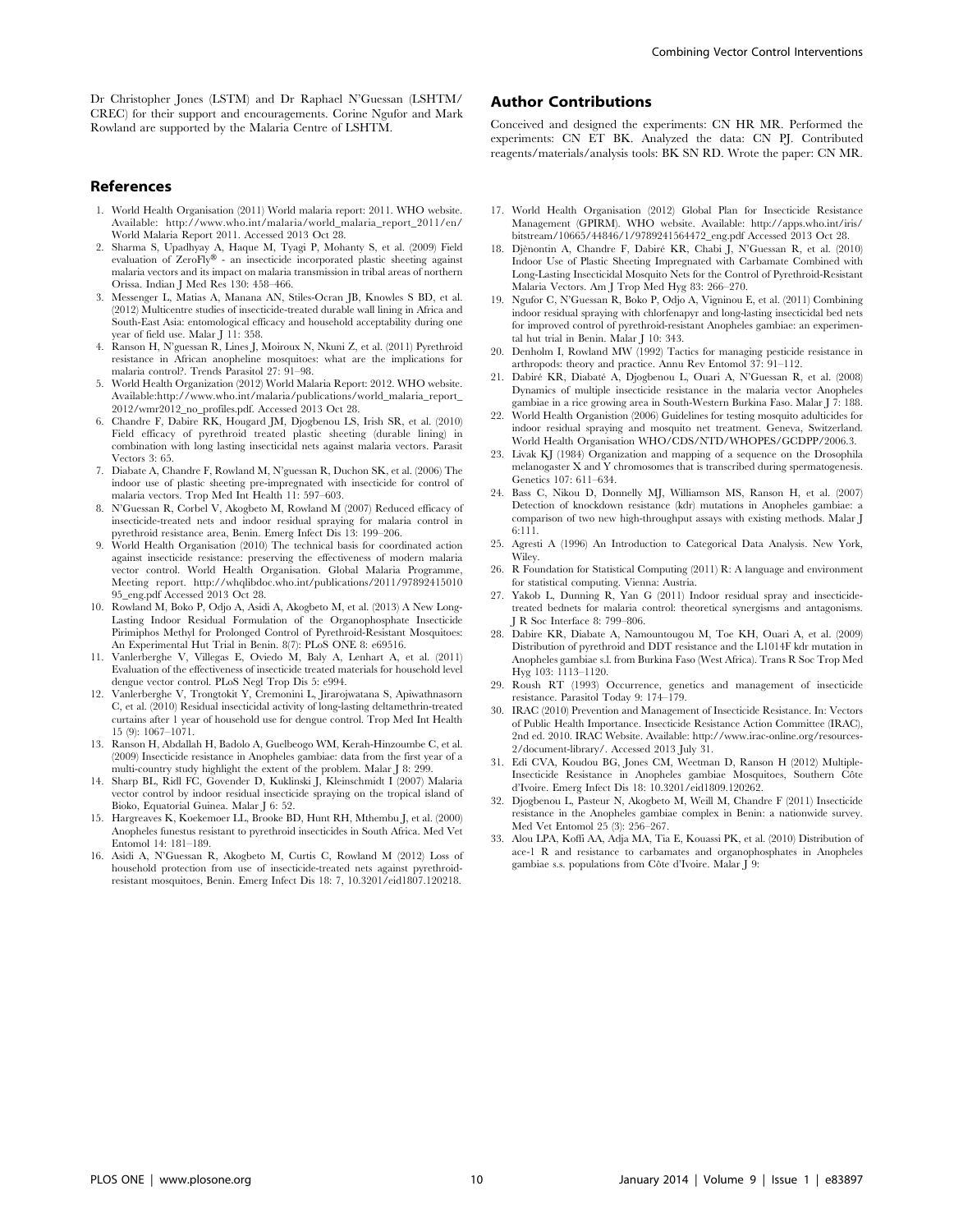Dr Christopher Jones (LSTM) and Dr Raphael N'Guessan (LSHTM/CREC) for their support and encouragements. Corine Ngufor and Mark Rowland are supported by the Malaria Centre of LSHTM.

## Author Contributions

Conceived and designed the experiments: CN HR MR. Performed the experiments: CN ET BK. Analyzed the data: CN PJ. Contributed reagents/materials/analysis tools: BK SN RD. Wrote the paper: CN MR.

## References

1. World Health Organisation (2011) World malaria report: 2011. WHO website. Available: http://www.who.int/malaria/world_malaria_report_2011/en/ World Malaria Report 2011. Accessed 2013 Oct 28.
2. Sharma S, Upadhyay A, Haque M, Tyagi P, Mohanty S, et al. (2009) Field evaluation of ZeroFly® - an insecticide incorporated plastic sheeting against malaria vectors and its impact on malaria transmission in tribal areas of northern Orissa. Indian J Med Res 130: 458–466.
3. Messenger L, Matias A, Manana AN, Stiles-Ocran JB, Knowles S BD, et al. (2012) Multicentre studies of insecticide-treated durable wall lining in Africa and South-East Asia: entomological efficacy and household acceptability during one year of field use. Malar J 11: 358.
4. Ranson H, N'guessan R, Lines J, Moiroux N, Nkuni Z, et al. (2011) Pyrethroid resistance in African anopheline mosquitoes: what are the implications for malaria control?. Trends Parasitol 27: 91–98.
5. World Health Organization (2012) World Malaria Report: 2012. WHO website. Available:http://www.who.int/malaria/publications/world_malaria_report_2012/wmr2012_no_profiles.pdf. Accessed 2013 Oct 28.
6. Chandre F, Dabire RK, Hougard JM, Djogbenou LS, Irish SR, et al. (2010) Field efficacy of pyrethroid treated plastic sheeting (durable lining) in combination with long lasting insecticidal nets against malaria vectors. Parasit Vectors 3: 65.
7. Diabate A, Chandre F, Rowland M, N'guessan R, Duchon SK, et al. (2006) The indoor use of plastic sheeting pre-impregnated with insecticide for control of malaria vectors. Trop Med Int Health 11: 597–603.
8. N'Guessan R, Corbel V, Akogbeto M, Rowland M (2007) Reduced efficacy of insecticide-treated nets and indoor residual spraying for malaria control in pyrethroid resistance area, Benin. Emerg Infect Dis 13: 199–206.
9. World Health Organisation (2010) The technical basis for coordinated action against insecticide resistance: preserving the effectiveness of modern malaria vector control. World Health Organisation. Global Malaria Programme, Meeting report. http://whqlibdoc.who.int/publications/2011/9789241501095_eng.pdf Accessed 2013 Oct 28.
10. Rowland M, Boko P, Odjo A, Asidi A, Akogbeto M, et al. (2013) A New Long-Lasting Indoor Residual Formulation of the Organophosphate Insecticide Pirimiphos Methyl for Prolonged Control of Pyrethroid-Resistant Mosquitoes: An Experimental Hut Trial in Benin. 8(7): PLoS ONE 8: e69516.
11. Vanlerberghe V, Villegas E, Oviedo M, Baly A, Lenhart A, et al. (2011) Evaluation of the effectiveness of insecticide treated materials for household level dengue vector control. PLoS Negl Trop Dis 5: e994.
12. Vanlerberghe V, Trongtokit Y, Cremonini L, Jirarojwatana S, Apiwathnasorn C, et al. (2010) Residual insecticidal activity of long-lasting deltamethrin-treated curtains after 1 year of household use for dengue control. Trop Med Int Health 15 (9): 1067–1071.
13. Ranson H, Abdallah H, Badolo A, Guelbeogo WM, Kerah-Hinzoumbe C, et al. (2009) Insecticide resistance in Anopheles gambiae: data from the first year of a multi-country study highlight the extent of the problem. Malar J 8: 299.
14. Sharp BL, Ridl FC, Govender D, Kuklinski J, Kleinschmidt I (2007) Malaria vector control by indoor residual insecticide spraying on the tropical island of Bioko, Equatorial Guinea. Malar J 6: 52.
15. Hargreaves K, Koekemoer LL, Brooke BD, Hunt RH, Mthembu J, et al. (2000) Anopheles funestus resistant to pyrethroid insecticides in South Africa. Med Vet Entomol 14: 181–189.
16. Asidi A, N'Guessan R, Akogbeto M, Curtis C, Rowland M (2012) Loss of household protection from use of insecticide-treated nets against pyrethroid-resistant mosquitoes, Benin. Emerg Infect Dis 18: 7, 10.3201/eid1807.120218.
17. World Health Organisation (2012) Global Plan for Insecticide Resistance Management (GPIRM). WHO website. Available: http://apps.who.int/iris/bitstream/10665/44846/1/9789241564472_eng.pdf Accessed 2013 Oct 28.
18. Djènontin A, Chandre F, Dabiré KR, Chabi J, N'Guessan R, et al. (2010) Indoor Use of Plastic Sheeting Impregnated with Carbamate Combined with Long-Lasting Insecticidal Mosquito Nets for the Control of Pyrethroid-Resistant Malaria Vectors. Am J Trop Med Hyg 83: 266–270.
19. Ngufor C, N'Guessan R, Boko P, Odjo A, Vigninou E, et al. (2011) Combining indoor residual spraying with chlorfenapyr and long-lasting insecticidal bed nets for improved control of pyrethroid-resistant Anopheles gambiae: an experimental hut trial in Benin. Malar J 10: 343.
20. Denholm I, Rowland MW (1992) Tactics for managing pesticide resistance in arthropods: theory and practice. Annu Rev Entomol 37: 91–112.
21. Dabiré KR, Diabaté A, Djogbenou L, Ouari A, N'Guessan R, et al. (2008) Dynamics of multiple insecticide resistance in the malaria vector Anopheles gambiae in a rice growing area in South-Western Burkina Faso. Malar J 7: 188.
22. World Health Organistion (2006) Guidelines for testing mosquito adulticides for indoor residual spraying and mosquito net treatment. Geneva, Switzerland. World Health Organisation WHO/CDS/NTD/WHOPES/GCDPP/2006.3.
23. Livak KJ (1984) Organization and mapping of a sequence on the Drosophila melanogaster X and Y chromosomes that is transcribed during spermatogenesis. Genetics 107: 611–634.
24. Bass C, Nikou D, Donnelly MJ, Williamson MS, Ranson H, et al. (2007) Detection of knockdown resistance (kdr) mutations in Anopheles gambiae: a comparison of two new high-throughput assays with existing methods. Malar J 6:111.
25. Agresti A (1996) An Introduction to Categorical Data Analysis. New York, Wiley.
26. R Foundation for Statistical Computing (2011) R: A language and environment for statistical computing. Vienna: Austria.
27. Yakob L, Dunning R, Yan G (2011) Indoor residual spray and insecticide-treated bednets for malaria control: theoretical synergisms and antagonisms. J R Soc Interface 8: 799–806.
28. Dabire KR, Diabate A, Namountougou M, Toe KH, Ouari A, et al. (2009) Distribution of pyrethroid and DDT resistance and the L1014F kdr mutation in Anopheles gambiae s.l. from Burkina Faso (West Africa). Trans R Soc Trop Med Hyg 103: 1113–1120.
29. Roush RT (1993) Occurrence, genetics and management of insecticide resistance. Parasitol Today 9: 174–179.
30. IRAC (2010) Prevention and Management of Insecticide Resistance. In: Vectors of Public Health Importance. Insecticide Resistance Action Committee (IRAC), 2nd ed. 2010. IRAC Website. Available: http://www.irac-online.org/resources-2/document-library/. Accessed 2013 July 31.
31. Edi CVA, Koudou BG, Jones CM, Weetman D, Ranson H (2012) Multiple-Insecticide Resistance in Anopheles gambiae Mosquitoes, Southern Côte d'Ivoire. Emerg Infect Dis 18: 10.3201/eid1809.120262.
32. Djogbenou L, Pasteur N, Akogbeto M, Weill M, Chandre F (2011) Insecticide resistance in the Anopheles gambiae complex in Benin: a nationwide survey. Med Vet Entomol 25 (3): 256–267.
33. Alou LPA, Koffi AA, Adja MA, Tia E, Kouassi PK, et al. (2010) Distribution of ace-1 R and resistance to carbamates and organophosphates in Anopheles gambiae s.s. populations from Côte d'Ivoire. Malar J 9: